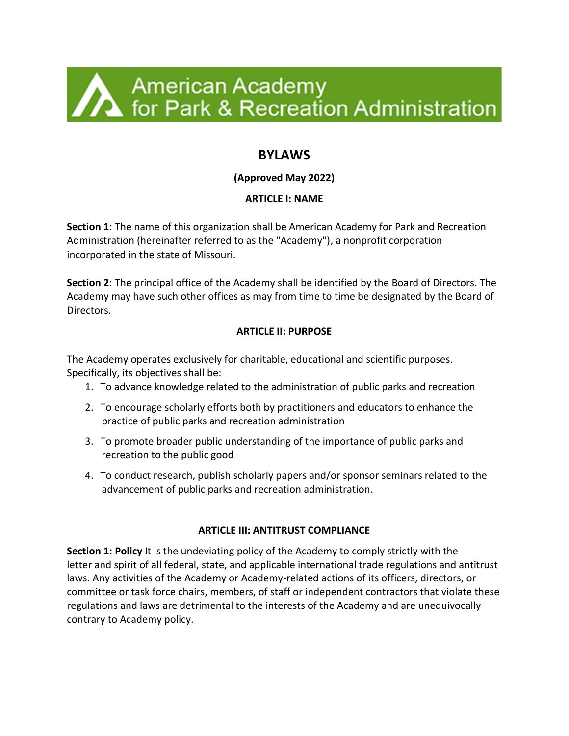American Academy for Park & Recreation Administration

# BYLAWS

**(Approved May 2022)**

## ARTICLE I: NAME

**Section 1**: The name of this organization shall be American Academy for Park and Recreation Administration (hereinafter referred to as the "Academy"), a nonprofit corporation incorporated in the state of Missouri.

**Section 2**: The principal office of the Academy shall be identified by the Board of Directors. The Academy may have such other offices as may from time to time be designated by the Board of Directors.

## ARTICLE II: PURPOSE

The Academy operates exclusively for charitable, educational and scientific purposes. Specifically, its objectives shall be:

1. To advance knowledge related to the administration of public parks and recreation
2. To encourage scholarly efforts both by practitioners and educators to enhance the practice of public parks and recreation administration
3. To promote broader public understanding of the importance of public parks and recreation to the public good
4. To conduct research, publish scholarly papers and/or sponsor seminars related to the advancement of public parks and recreation administration.

## ARTICLE III: ANTITRUST COMPLIANCE

**Section 1: Policy** It is the undeviating policy of the Academy to comply strictly with the letter and spirit of all federal, state, and applicable international trade regulations and antitrust laws. Any activities of the Academy or Academy-related actions of its officers, directors, or committee or task force chairs, members, of staff or independent contractors that violate these regulations and laws are detrimental to the interests of the Academy and are unequivocally contrary to Academy policy.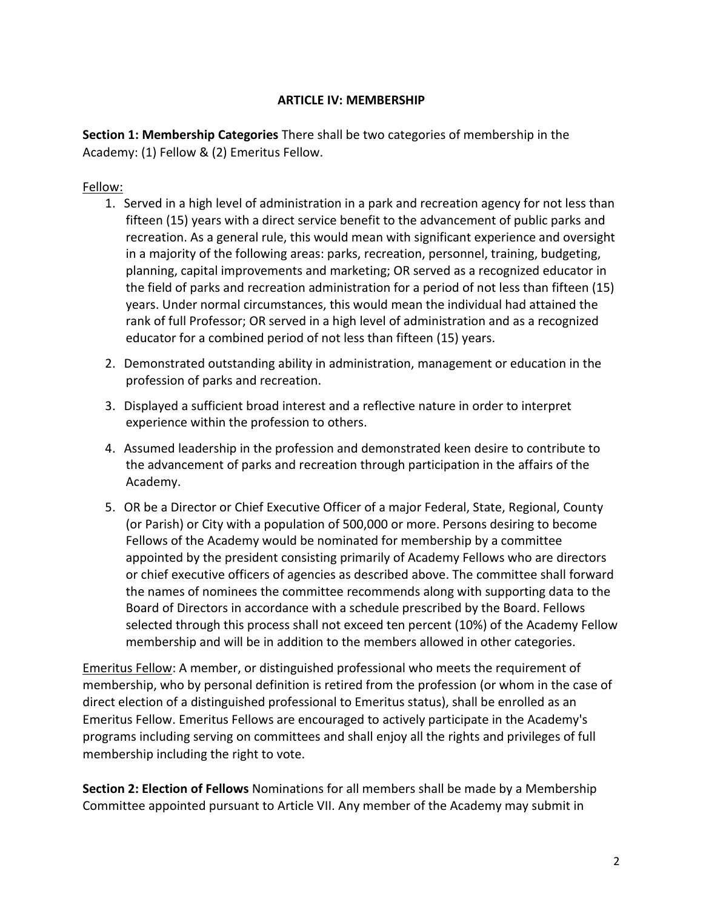## ARTICLE IV: MEMBERSHIP

**Section 1: Membership Categories** There shall be two categories of membership in the Academy: (1) Fellow & (2) Emeritus Fellow.

Fellow:

1. Served in a high level of administration in a park and recreation agency for not less than fifteen (15) years with a direct service benefit to the advancement of public parks and recreation. As a general rule, this would mean with significant experience and oversight in a majority of the following areas: parks, recreation, personnel, training, budgeting, planning, capital improvements and marketing; OR served as a recognized educator in the field of parks and recreation administration for a period of not less than fifteen (15) years. Under normal circumstances, this would mean the individual had attained the rank of full Professor; OR served in a high level of administration and as a recognized educator for a combined period of not less than fifteen (15) years.
2. Demonstrated outstanding ability in administration, management or education in the profession of parks and recreation.
3. Displayed a sufficient broad interest and a reflective nature in order to interpret experience within the profession to others.
4. Assumed leadership in the profession and demonstrated keen desire to contribute to the advancement of parks and recreation through participation in the affairs of the Academy.
5. OR be a Director or Chief Executive Officer of a major Federal, State, Regional, County (or Parish) or City with a population of 500,000 or more. Persons desiring to become Fellows of the Academy would be nominated for membership by a committee appointed by the president consisting primarily of Academy Fellows who are directors or chief executive officers of agencies as described above. The committee shall forward the names of nominees the committee recommends along with supporting data to the Board of Directors in accordance with a schedule prescribed by the Board. Fellows selected through this process shall not exceed ten percent (10%) of the Academy Fellow membership and will be in addition to the members allowed in other categories.

Emeritus Fellow: A member, or distinguished professional who meets the requirement of membership, who by personal definition is retired from the profession (or whom in the case of direct election of a distinguished professional to Emeritus status), shall be enrolled as an Emeritus Fellow. Emeritus Fellows are encouraged to actively participate in the Academy's programs including serving on committees and shall enjoy all the rights and privileges of full membership including the right to vote.

**Section 2: Election of Fellows** Nominations for all members shall be made by a Membership Committee appointed pursuant to Article VII. Any member of the Academy may submit in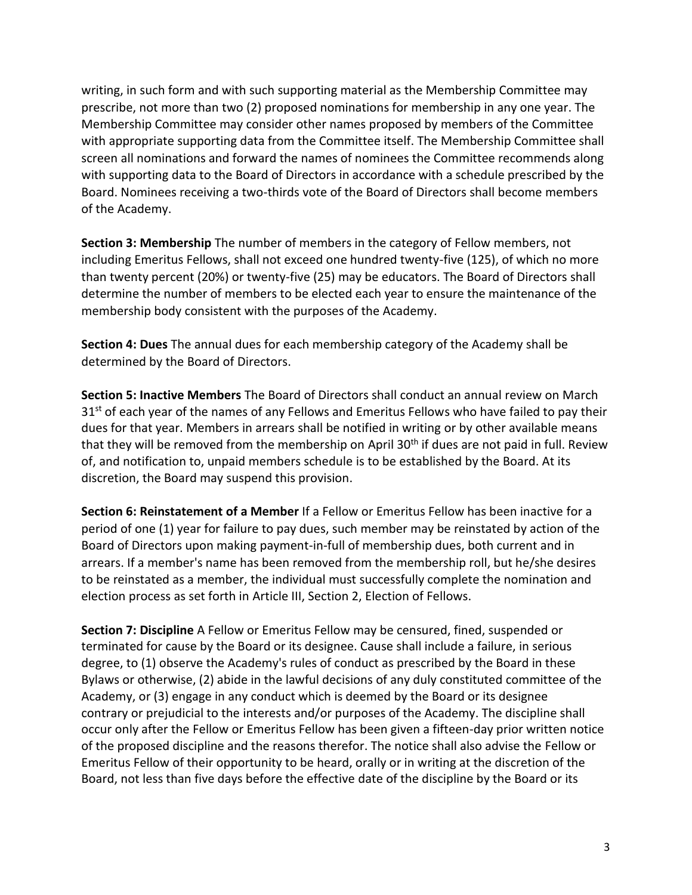writing, in such form and with such supporting material as the Membership Committee may prescribe, not more than two (2) proposed nominations for membership in any one year. The Membership Committee may consider other names proposed by members of the Committee with appropriate supporting data from the Committee itself. The Membership Committee shall screen all nominations and forward the names of nominees the Committee recommends along with supporting data to the Board of Directors in accordance with a schedule prescribed by the Board. Nominees receiving a two-thirds vote of the Board of Directors shall become members of the Academy.

**Section 3: Membership** The number of members in the category of Fellow members, not including Emeritus Fellows, shall not exceed one hundred twenty-five (125), of which no more than twenty percent (20%) or twenty-five (25) may be educators. The Board of Directors shall determine the number of members to be elected each year to ensure the maintenance of the membership body consistent with the purposes of the Academy.

**Section 4: Dues** The annual dues for each membership category of the Academy shall be determined by the Board of Directors.

**Section 5: Inactive Members** The Board of Directors shall conduct an annual review on March 31st of each year of the names of any Fellows and Emeritus Fellows who have failed to pay their dues for that year. Members in arrears shall be notified in writing or by other available means that they will be removed from the membership on April 30th if dues are not paid in full. Review of, and notification to, unpaid members schedule is to be established by the Board. At its discretion, the Board may suspend this provision.

**Section 6: Reinstatement of a Member** If a Fellow or Emeritus Fellow has been inactive for a period of one (1) year for failure to pay dues, such member may be reinstated by action of the Board of Directors upon making payment-in-full of membership dues, both current and in arrears. If a member's name has been removed from the membership roll, but he/she desires to be reinstated as a member, the individual must successfully complete the nomination and election process as set forth in Article III, Section 2, Election of Fellows.

**Section 7: Discipline** A Fellow or Emeritus Fellow may be censured, fined, suspended or terminated for cause by the Board or its designee. Cause shall include a failure, in serious degree, to (1) observe the Academy's rules of conduct as prescribed by the Board in these Bylaws or otherwise, (2) abide in the lawful decisions of any duly constituted committee of the Academy, or (3) engage in any conduct which is deemed by the Board or its designee contrary or prejudicial to the interests and/or purposes of the Academy. The discipline shall occur only after the Fellow or Emeritus Fellow has been given a fifteen-day prior written notice of the proposed discipline and the reasons therefor. The notice shall also advise the Fellow or Emeritus Fellow of their opportunity to be heard, orally or in writing at the discretion of the Board, not less than five days before the effective date of the discipline by the Board or its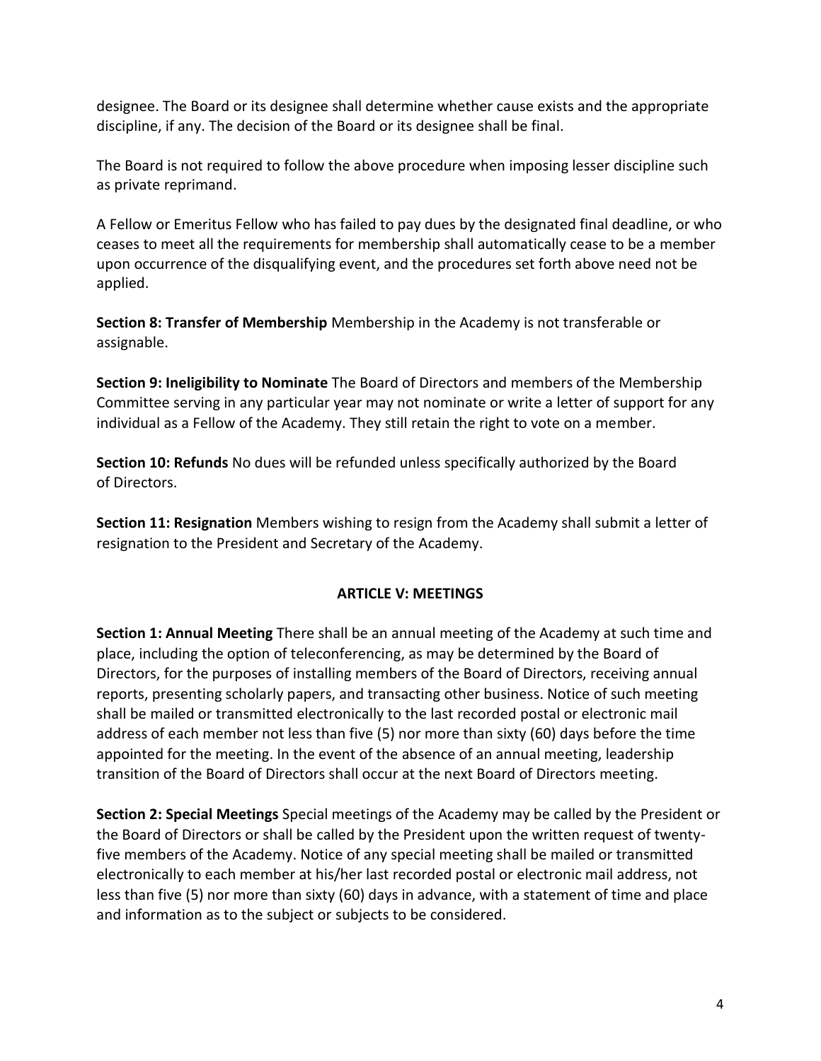designee. The Board or its designee shall determine whether cause exists and the appropriate discipline, if any. The decision of the Board or its designee shall be final.

The Board is not required to follow the above procedure when imposing lesser discipline such as private reprimand.

A Fellow or Emeritus Fellow who has failed to pay dues by the designated final deadline, or who ceases to meet all the requirements for membership shall automatically cease to be a member upon occurrence of the disqualifying event, and the procedures set forth above need not be applied.

**Section 8: Transfer of Membership** Membership in the Academy is not transferable or assignable.

**Section 9: Ineligibility to Nominate** The Board of Directors and members of the Membership Committee serving in any particular year may not nominate or write a letter of support for any individual as a Fellow of the Academy. They still retain the right to vote on a member.

**Section 10: Refunds** No dues will be refunded unless specifically authorized by the Board of Directors.

**Section 11: Resignation** Members wishing to resign from the Academy shall submit a letter of resignation to the President and Secretary of the Academy.

## ARTICLE V: MEETINGS

**Section 1: Annual Meeting** There shall be an annual meeting of the Academy at such time and place, including the option of teleconferencing, as may be determined by the Board of Directors, for the purposes of installing members of the Board of Directors, receiving annual reports, presenting scholarly papers, and transacting other business. Notice of such meeting shall be mailed or transmitted electronically to the last recorded postal or electronic mail address of each member not less than five (5) nor more than sixty (60) days before the time appointed for the meeting. In the event of the absence of an annual meeting, leadership transition of the Board of Directors shall occur at the next Board of Directors meeting.

**Section 2: Special Meetings** Special meetings of the Academy may be called by the President or the Board of Directors or shall be called by the President upon the written request of twenty-five members of the Academy. Notice of any special meeting shall be mailed or transmitted electronically to each member at his/her last recorded postal or electronic mail address, not less than five (5) nor more than sixty (60) days in advance, with a statement of time and place and information as to the subject or subjects to be considered.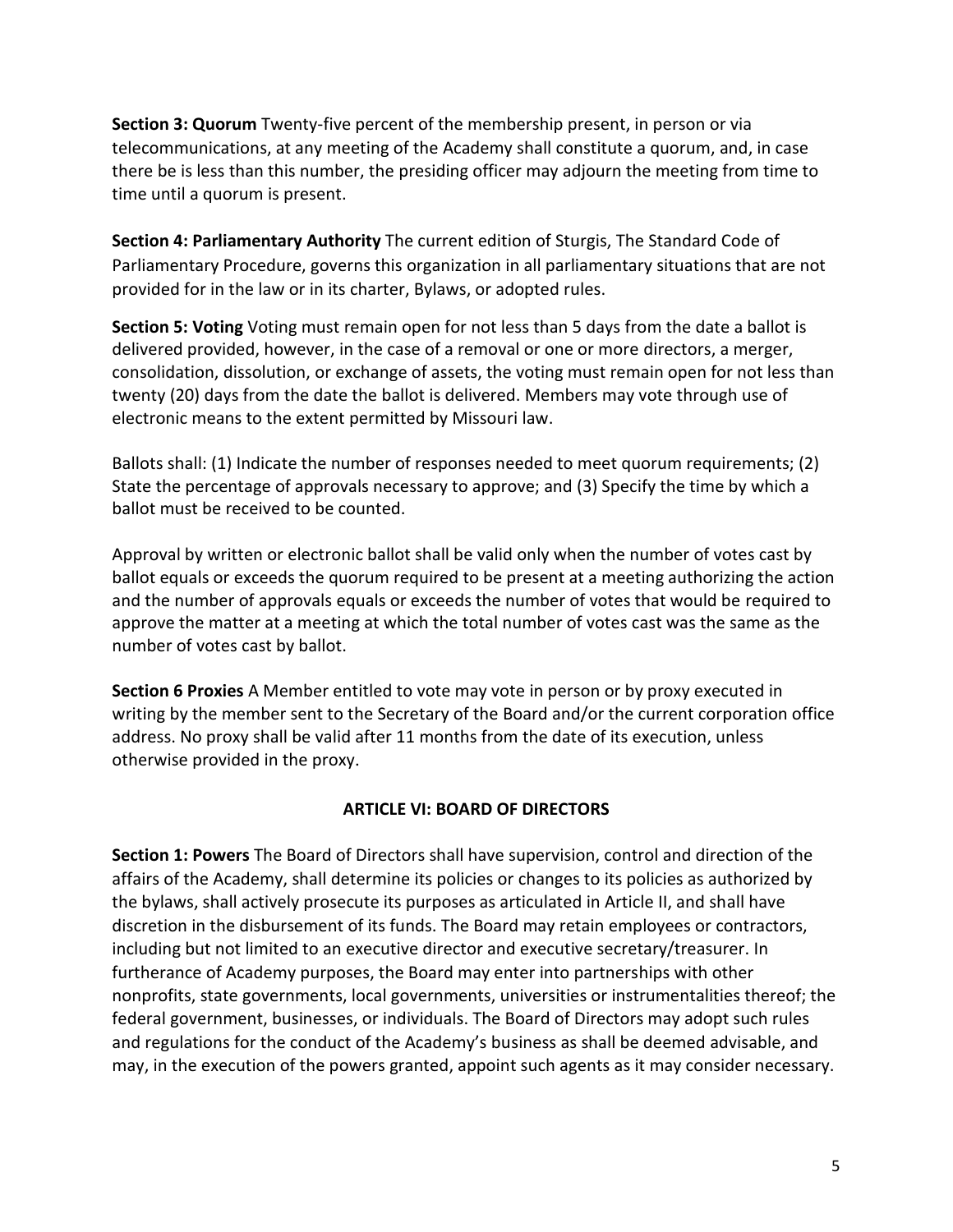**Section 3: Quorum** Twenty-five percent of the membership present, in person or via telecommunications, at any meeting of the Academy shall constitute a quorum, and, in case there be is less than this number, the presiding officer may adjourn the meeting from time to time until a quorum is present.

**Section 4: Parliamentary Authority** The current edition of Sturgis, The Standard Code of Parliamentary Procedure, governs this organization in all parliamentary situations that are not provided for in the law or in its charter, Bylaws, or adopted rules.

**Section 5: Voting** Voting must remain open for not less than 5 days from the date a ballot is delivered provided, however, in the case of a removal or one or more directors, a merger, consolidation, dissolution, or exchange of assets, the voting must remain open for not less than twenty (20) days from the date the ballot is delivered. Members may vote through use of electronic means to the extent permitted by Missouri law.

Ballots shall: (1) Indicate the number of responses needed to meet quorum requirements; (2) State the percentage of approvals necessary to approve; and (3) Specify the time by which a ballot must be received to be counted.

Approval by written or electronic ballot shall be valid only when the number of votes cast by ballot equals or exceeds the quorum required to be present at a meeting authorizing the action and the number of approvals equals or exceeds the number of votes that would be required to approve the matter at a meeting at which the total number of votes cast was the same as the number of votes cast by ballot.

**Section 6 Proxies** A Member entitled to vote may vote in person or by proxy executed in writing by the member sent to the Secretary of the Board and/or the current corporation office address. No proxy shall be valid after 11 months from the date of its execution, unless otherwise provided in the proxy.

## ARTICLE VI: BOARD OF DIRECTORS

**Section 1: Powers** The Board of Directors shall have supervision, control and direction of the affairs of the Academy, shall determine its policies or changes to its policies as authorized by the bylaws, shall actively prosecute its purposes as articulated in Article II, and shall have discretion in the disbursement of its funds. The Board may retain employees or contractors, including but not limited to an executive director and executive secretary/treasurer. In furtherance of Academy purposes, the Board may enter into partnerships with other nonprofits, state governments, local governments, universities or instrumentalities thereof; the federal government, businesses, or individuals. The Board of Directors may adopt such rules and regulations for the conduct of the Academy's business as shall be deemed advisable, and may, in the execution of the powers granted, appoint such agents as it may consider necessary.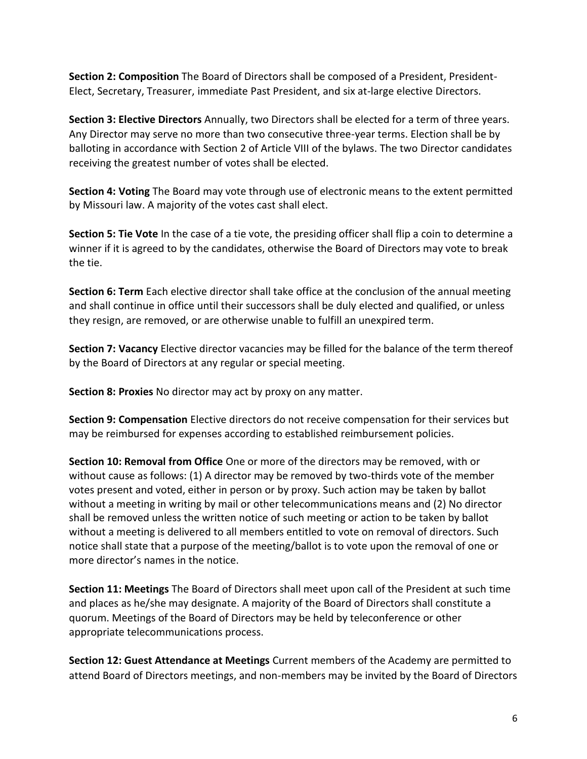**Section 2: Composition** The Board of Directors shall be composed of a President, President-Elect, Secretary, Treasurer, immediate Past President, and six at-large elective Directors.

**Section 3: Elective Directors** Annually, two Directors shall be elected for a term of three years. Any Director may serve no more than two consecutive three-year terms. Election shall be by balloting in accordance with Section 2 of Article VIII of the bylaws. The two Director candidates receiving the greatest number of votes shall be elected.

**Section 4: Voting** The Board may vote through use of electronic means to the extent permitted by Missouri law. A majority of the votes cast shall elect.

**Section 5: Tie Vote** In the case of a tie vote, the presiding officer shall flip a coin to determine a winner if it is agreed to by the candidates, otherwise the Board of Directors may vote to break the tie.

**Section 6: Term** Each elective director shall take office at the conclusion of the annual meeting and shall continue in office until their successors shall be duly elected and qualified, or unless they resign, are removed, or are otherwise unable to fulfill an unexpired term.

**Section 7: Vacancy** Elective director vacancies may be filled for the balance of the term thereof by the Board of Directors at any regular or special meeting.

**Section 8: Proxies** No director may act by proxy on any matter.

**Section 9: Compensation** Elective directors do not receive compensation for their services but may be reimbursed for expenses according to established reimbursement policies.

**Section 10: Removal from Office** One or more of the directors may be removed, with or without cause as follows: (1) A director may be removed by two-thirds vote of the member votes present and voted, either in person or by proxy. Such action may be taken by ballot without a meeting in writing by mail or other telecommunications means and (2) No director shall be removed unless the written notice of such meeting or action to be taken by ballot without a meeting is delivered to all members entitled to vote on removal of directors. Such notice shall state that a purpose of the meeting/ballot is to vote upon the removal of one or more director's names in the notice.

**Section 11: Meetings** The Board of Directors shall meet upon call of the President at such time and places as he/she may designate. A majority of the Board of Directors shall constitute a quorum. Meetings of the Board of Directors may be held by teleconference or other appropriate telecommunications process.

**Section 12: Guest Attendance at Meetings** Current members of the Academy are permitted to attend Board of Directors meetings, and non-members may be invited by the Board of Directors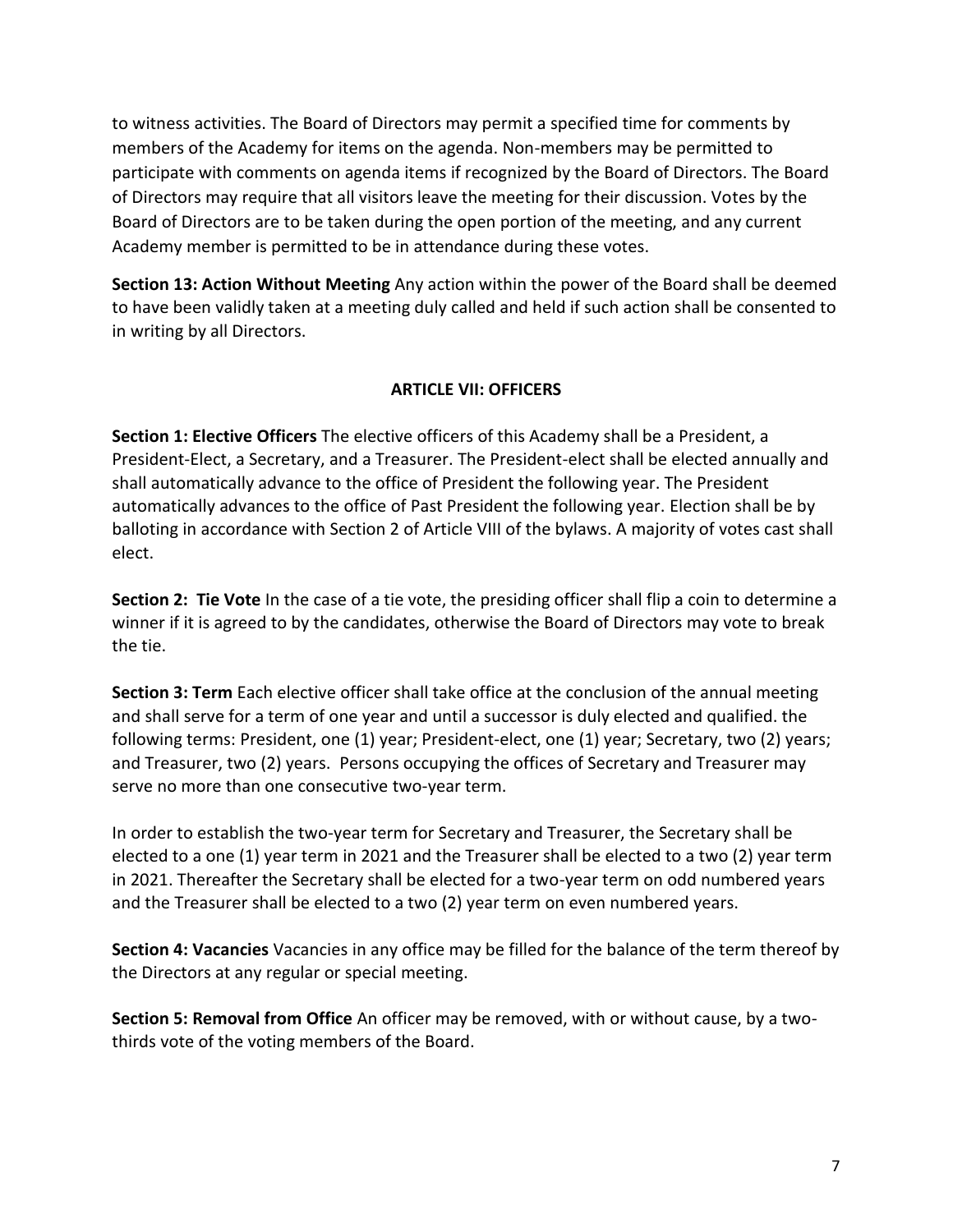to witness activities. The Board of Directors may permit a specified time for comments by members of the Academy for items on the agenda. Non-members may be permitted to participate with comments on agenda items if recognized by the Board of Directors. The Board of Directors may require that all visitors leave the meeting for their discussion. Votes by the Board of Directors are to be taken during the open portion of the meeting, and any current Academy member is permitted to be in attendance during these votes.

**Section 13: Action Without Meeting** Any action within the power of the Board shall be deemed to have been validly taken at a meeting duly called and held if such action shall be consented to in writing by all Directors.

## ARTICLE VII: OFFICERS

**Section 1: Elective Officers** The elective officers of this Academy shall be a President, a President-Elect, a Secretary, and a Treasurer. The President-elect shall be elected annually and shall automatically advance to the office of President the following year. The President automatically advances to the office of Past President the following year. Election shall be by balloting in accordance with Section 2 of Article VIII of the bylaws. A majority of votes cast shall elect.

**Section 2: Tie Vote** In the case of a tie vote, the presiding officer shall flip a coin to determine a winner if it is agreed to by the candidates, otherwise the Board of Directors may vote to break the tie.

**Section 3: Term** Each elective officer shall take office at the conclusion of the annual meeting and shall serve for a term of one year and until a successor is duly elected and qualified. the following terms: President, one (1) year; President-elect, one (1) year; Secretary, two (2) years; and Treasurer, two (2) years. Persons occupying the offices of Secretary and Treasurer may serve no more than one consecutive two-year term.

In order to establish the two-year term for Secretary and Treasurer, the Secretary shall be elected to a one (1) year term in 2021 and the Treasurer shall be elected to a two (2) year term in 2021. Thereafter the Secretary shall be elected for a two-year term on odd numbered years and the Treasurer shall be elected to a two (2) year term on even numbered years.

**Section 4: Vacancies** Vacancies in any office may be filled for the balance of the term thereof by the Directors at any regular or special meeting.

**Section 5: Removal from Office** An officer may be removed, with or without cause, by a two-thirds vote of the voting members of the Board.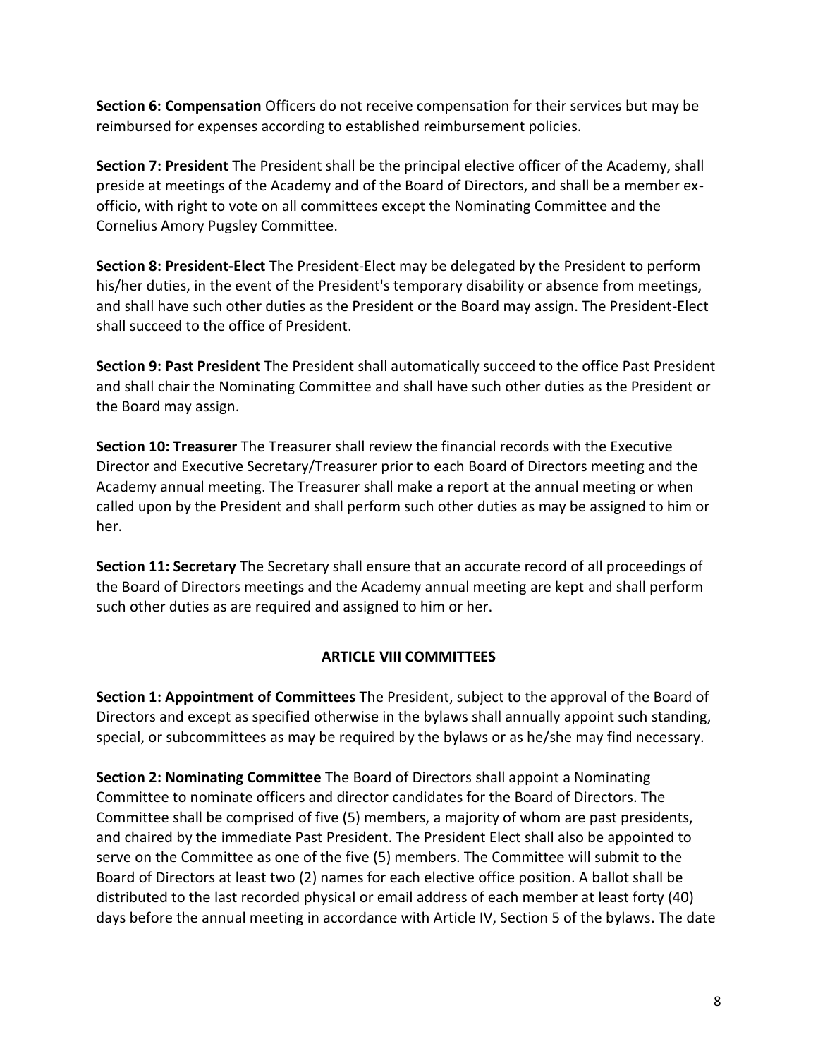**Section 6: Compensation** Officers do not receive compensation for their services but may be reimbursed for expenses according to established reimbursement policies.

**Section 7: President** The President shall be the principal elective officer of the Academy, shall preside at meetings of the Academy and of the Board of Directors, and shall be a member ex-officio, with right to vote on all committees except the Nominating Committee and the Cornelius Amory Pugsley Committee.

**Section 8: President-Elect** The President-Elect may be delegated by the President to perform his/her duties, in the event of the President's temporary disability or absence from meetings, and shall have such other duties as the President or the Board may assign. The President-Elect shall succeed to the office of President.

**Section 9: Past President** The President shall automatically succeed to the office Past President and shall chair the Nominating Committee and shall have such other duties as the President or the Board may assign.

**Section 10: Treasurer** The Treasurer shall review the financial records with the Executive Director and Executive Secretary/Treasurer prior to each Board of Directors meeting and the Academy annual meeting. The Treasurer shall make a report at the annual meeting or when called upon by the President and shall perform such other duties as may be assigned to him or her.

**Section 11: Secretary** The Secretary shall ensure that an accurate record of all proceedings of the Board of Directors meetings and the Academy annual meeting are kept and shall perform such other duties as are required and assigned to him or her.

## ARTICLE VIII COMMITTEES

**Section 1: Appointment of Committees** The President, subject to the approval of the Board of Directors and except as specified otherwise in the bylaws shall annually appoint such standing, special, or subcommittees as may be required by the bylaws or as he/she may find necessary.

**Section 2: Nominating Committee** The Board of Directors shall appoint a Nominating Committee to nominate officers and director candidates for the Board of Directors. The Committee shall be comprised of five (5) members, a majority of whom are past presidents, and chaired by the immediate Past President. The President Elect shall also be appointed to serve on the Committee as one of the five (5) members. The Committee will submit to the Board of Directors at least two (2) names for each elective office position. A ballot shall be distributed to the last recorded physical or email address of each member at least forty (40) days before the annual meeting in accordance with Article IV, Section 5 of the bylaws. The date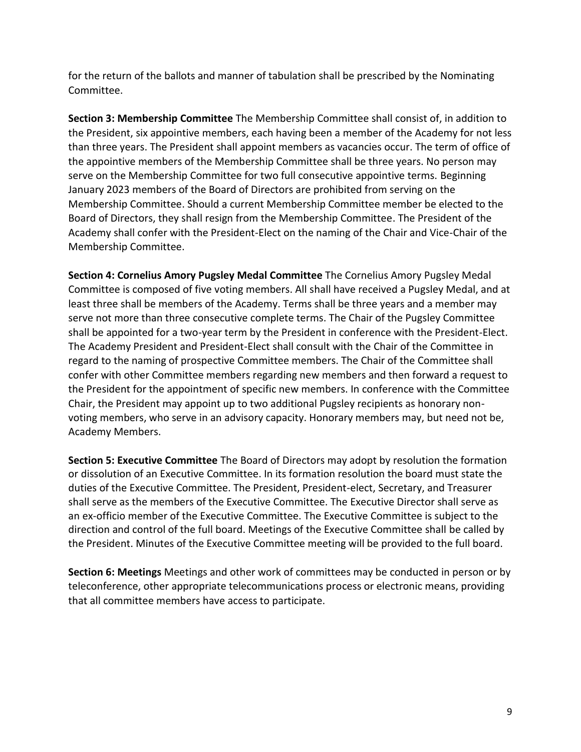for the return of the ballots and manner of tabulation shall be prescribed by the Nominating Committee.

**Section 3: Membership Committee** The Membership Committee shall consist of, in addition to the President, six appointive members, each having been a member of the Academy for not less than three years. The President shall appoint members as vacancies occur. The term of office of the appointive members of the Membership Committee shall be three years. No person may serve on the Membership Committee for two full consecutive appointive terms. Beginning January 2023 members of the Board of Directors are prohibited from serving on the Membership Committee. Should a current Membership Committee member be elected to the Board of Directors, they shall resign from the Membership Committee. The President of the Academy shall confer with the President-Elect on the naming of the Chair and Vice-Chair of the Membership Committee.

**Section 4: Cornelius Amory Pugsley Medal Committee** The Cornelius Amory Pugsley Medal Committee is composed of five voting members. All shall have received a Pugsley Medal, and at least three shall be members of the Academy. Terms shall be three years and a member may serve not more than three consecutive complete terms. The Chair of the Pugsley Committee shall be appointed for a two-year term by the President in conference with the President-Elect. The Academy President and President-Elect shall consult with the Chair of the Committee in regard to the naming of prospective Committee members. The Chair of the Committee shall confer with other Committee members regarding new members and then forward a request to the President for the appointment of specific new members. In conference with the Committee Chair, the President may appoint up to two additional Pugsley recipients as honorary non-voting members, who serve in an advisory capacity. Honorary members may, but need not be, Academy Members.

**Section 5: Executive Committee** The Board of Directors may adopt by resolution the formation or dissolution of an Executive Committee. In its formation resolution the board must state the duties of the Executive Committee. The President, President-elect, Secretary, and Treasurer shall serve as the members of the Executive Committee. The Executive Director shall serve as an ex-officio member of the Executive Committee. The Executive Committee is subject to the direction and control of the full board. Meetings of the Executive Committee shall be called by the President. Minutes of the Executive Committee meeting will be provided to the full board.

**Section 6: Meetings** Meetings and other work of committees may be conducted in person or by teleconference, other appropriate telecommunications process or electronic means, providing that all committee members have access to participate.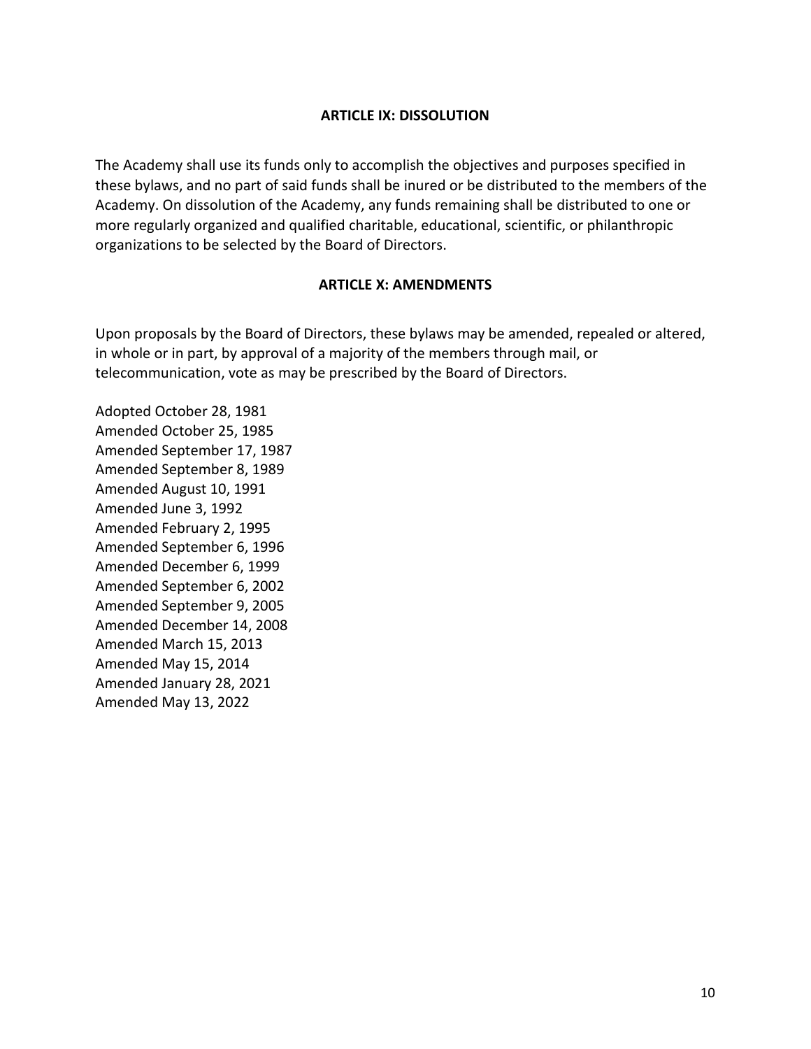## ARTICLE IX: DISSOLUTION

The Academy shall use its funds only to accomplish the objectives and purposes specified in these bylaws, and no part of said funds shall be inured or be distributed to the members of the Academy. On dissolution of the Academy, any funds remaining shall be distributed to one or more regularly organized and qualified charitable, educational, scientific, or philanthropic organizations to be selected by the Board of Directors.

## ARTICLE X: AMENDMENTS

Upon proposals by the Board of Directors, these bylaws may be amended, repealed or altered, in whole or in part, by approval of a majority of the members through mail, or telecommunication, vote as may be prescribed by the Board of Directors.

Adopted October 28, 1981
Amended October 25, 1985
Amended September 17, 1987
Amended September 8, 1989
Amended August 10, 1991
Amended June 3, 1992
Amended February 2, 1995
Amended September 6, 1996
Amended December 6, 1999
Amended September 6, 2002
Amended September 9, 2005
Amended December 14, 2008
Amended March 15, 2013
Amended May 15, 2014
Amended January 28, 2021
Amended May 13, 2022